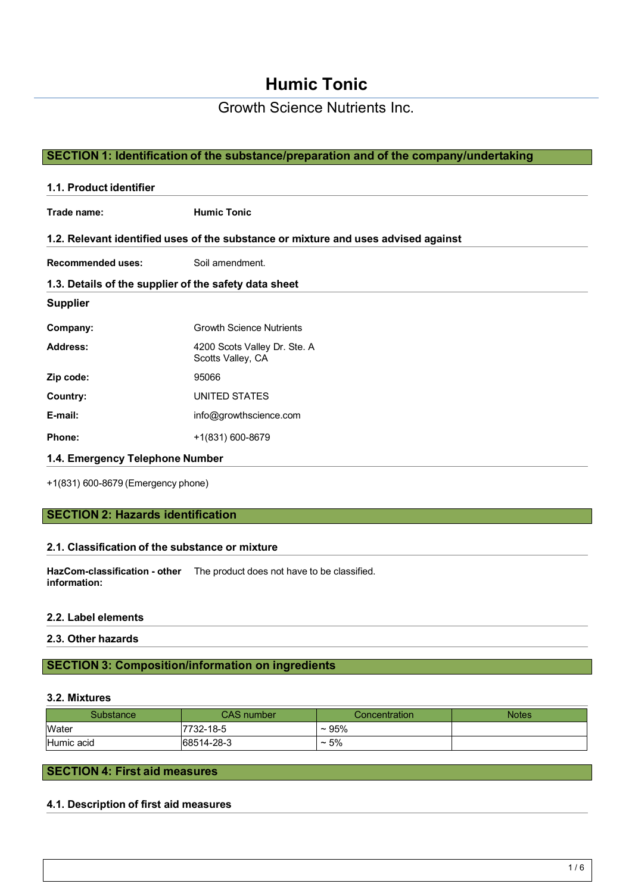# Humic Tonic

Growth Science Nutrients Inc.

## SECTION 1: Identification of the substance/preparation and of the company/undertaking

### 1.1. Product identifier

**Trade name:** **Humic Tonic**

### 1.2. Relevant identified uses of the substance or mixture and uses advised against

**Recommended uses:** Soil amendment.

### 1.3. Details of the supplier of the safety data sheet

**Supplier**

**Company:** Growth Science Nutrients

**Address:** 4200 Scots Valley Dr. Ste. A
Scotts Valley, CA

**Zip code:** 95066

**Country:** UNITED STATES

**E-mail:** info@growthscience.com

**Phone:** +1(831) 600-8679

### 1.4. Emergency Telephone Number

+1(831) 600-8679 (Emergency phone)

## SECTION 2: Hazards identification

### 2.1. Classification of the substance or mixture

**HazCom-classification - other information:** The product does not have to be classified.

### 2.2. Label elements

### 2.3. Other hazards

## SECTION 3: Composition/information on ingredients

### 3.2. Mixtures

| Substance | CAS number | Concentration | Notes |
|---|---|---|---|
| Water | 7732-18-5 | ~ 95% | |
| Humic acid | 68514-28-3 | ~ 5% | |

## SECTION 4: First aid measures

### 4.1. Description of first aid measures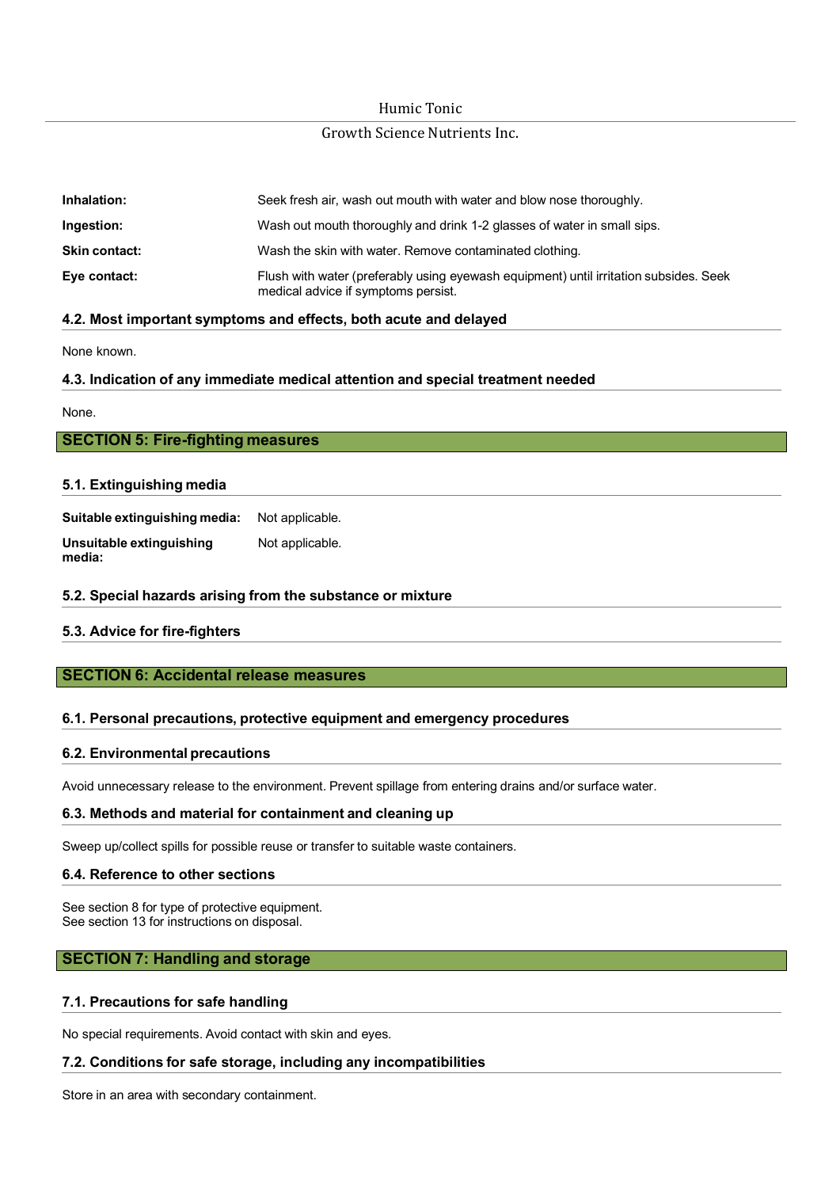| | |
|---|---|
| **Inhalation:** | Seek fresh air, wash out mouth with water and blow nose thoroughly. |
| **Ingestion:** | Wash out mouth thoroughly and drink 1-2 glasses of water in small sips. |
| **Skin contact:** | Wash the skin with water. Remove contaminated clothing. |
| **Eye contact:** | Flush with water (preferably using eyewash equipment) until irritation subsides. Seek medical advice if symptoms persist. |

### 4.2. Most important symptoms and effects, both acute and delayed

None known.

### 4.3. Indication of any immediate medical attention and special treatment needed

None.

## SECTION 5: Fire-fighting measures

### 5.1. Extinguishing media

| | |
|---|---|
| **Suitable extinguishing media:** | Not applicable. |
| **Unsuitable extinguishing media:** | Not applicable. |

### 5.2. Special hazards arising from the substance or mixture

### 5.3. Advice for fire-fighters

## SECTION 6: Accidental release measures

### 6.1. Personal precautions, protective equipment and emergency procedures

### 6.2. Environmental precautions

Avoid unnecessary release to the environment. Prevent spillage from entering drains and/or surface water.

### 6.3. Methods and material for containment and cleaning up

Sweep up/collect spills for possible reuse or transfer to suitable waste containers.

### 6.4. Reference to other sections

See section 8 for type of protective equipment.
See section 13 for instructions on disposal.

## SECTION 7: Handling and storage

### 7.1. Precautions for safe handling

No special requirements. Avoid contact with skin and eyes.

### 7.2. Conditions for safe storage, including any incompatibilities

Store in an area with secondary containment.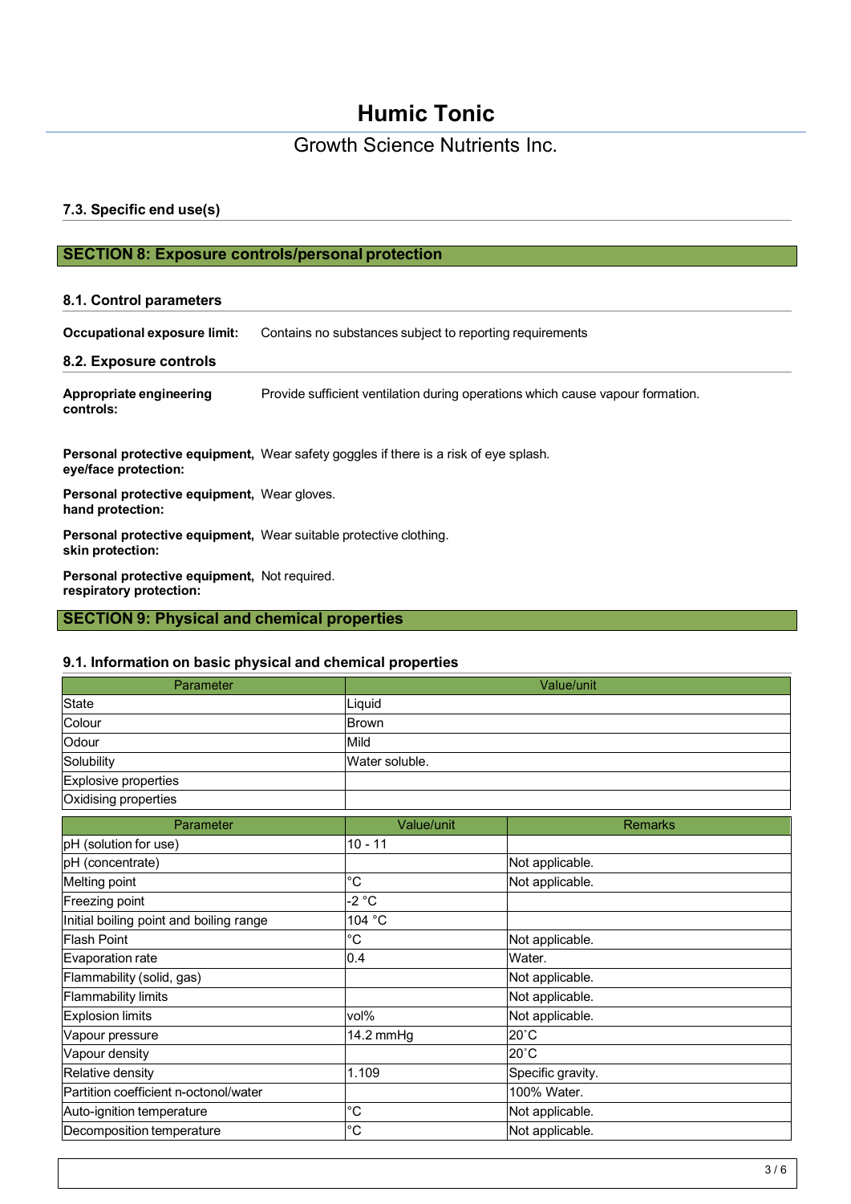### 7.3. Specific end use(s)

## SECTION 8: Exposure controls/personal protection

### 8.1. Control parameters

**Occupational exposure limit:** Contains no substances subject to reporting requirements

### 8.2. Exposure controls

**Appropriate engineering controls:** Provide sufficient ventilation during operations which cause vapour formation.

**Personal protective equipment, eye/face protection:** Wear safety goggles if there is a risk of eye splash.

**Personal protective equipment, hand protection:** Wear gloves.

**Personal protective equipment, skin protection:** Wear suitable protective clothing.

**Personal protective equipment, respiratory protection:** Not required.

## SECTION 9: Physical and chemical properties

### 9.1. Information on basic physical and chemical properties

| Parameter | Value/unit |
|---|---|
| State | Liquid |
| Colour | Brown |
| Odour | Mild |
| Solubility | Water soluble. |
| Explosive properties | |
| Oxidising properties | |

| Parameter | Value/unit | Remarks |
|---|---|---|
| pH (solution for use) | 10 - 11 | |
| pH (concentrate) | | Not applicable. |
| Melting point | °C | Not applicable. |
| Freezing point | -2 °C | |
| Initial boiling point and boiling range | 104 °C | |
| Flash Point | °C | Not applicable. |
| Evaporation rate | 0.4 | Water. |
| Flammability (solid, gas) | | Not applicable. |
| Flammability limits | | Not applicable. |
| Explosion limits | vol% | Not applicable. |
| Vapour pressure | 14.2 mmHg | 20°C |
| Vapour density | | 20°C |
| Relative density | 1.109 | Specific gravity. |
| Partition coefficient n-octonol/water | | 100% Water. |
| Auto-ignition temperature | °C | Not applicable. |
| Decomposition temperature | °C | Not applicable. |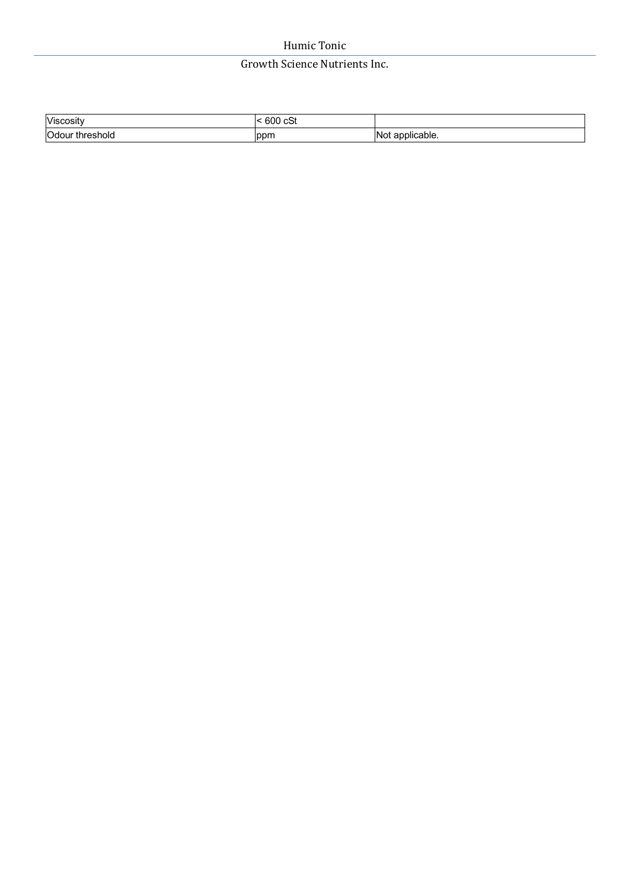| Viscosity | < 600 cSt | |
|---|---|---|
| Odour threshold | ppm | Not applicable. |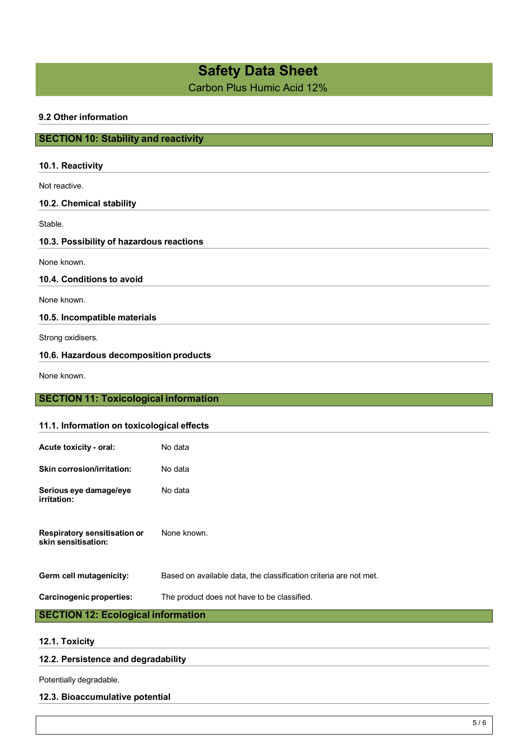### 9.2 Other information

## SECTION 10: Stability and reactivity

### 10.1. Reactivity

Not reactive.

### 10.2. Chemical stability

Stable.

### 10.3. Possibility of hazardous reactions

None known.

### 10.4. Conditions to avoid

None known.

### 10.5. Incompatible materials

Strong oxidisers.

### 10.6. Hazardous decomposition products

None known.

## SECTION 11: Toxicological information

### 11.1. Information on toxicological effects

**Acute toxicity - oral:** No data

**Skin corrosion/irritation:** No data

**Serious eye damage/eye irritation:** No data

**Respiratory sensitisation or skin sensitisation:** None known.

**Germ cell mutagenicity:** Based on available data, the classification criteria are not met.

**Carcinogenic properties:** The product does not have to be classified.

## SECTION 12: Ecological information

### 12.1. Toxicity

### 12.2. Persistence and degradability

Potentially degradable.

### 12.3. Bioaccumulative potential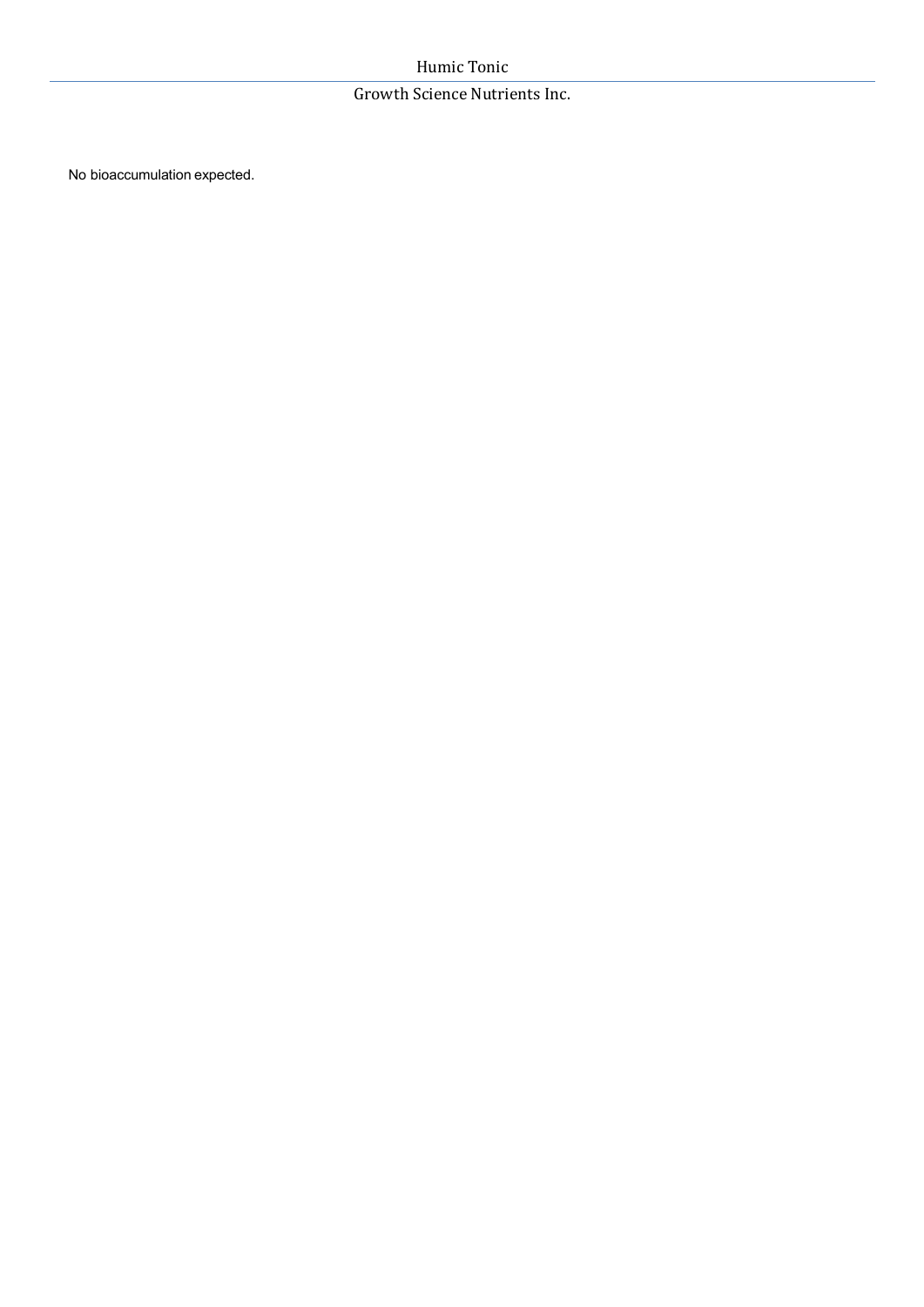No bioaccumulation expected.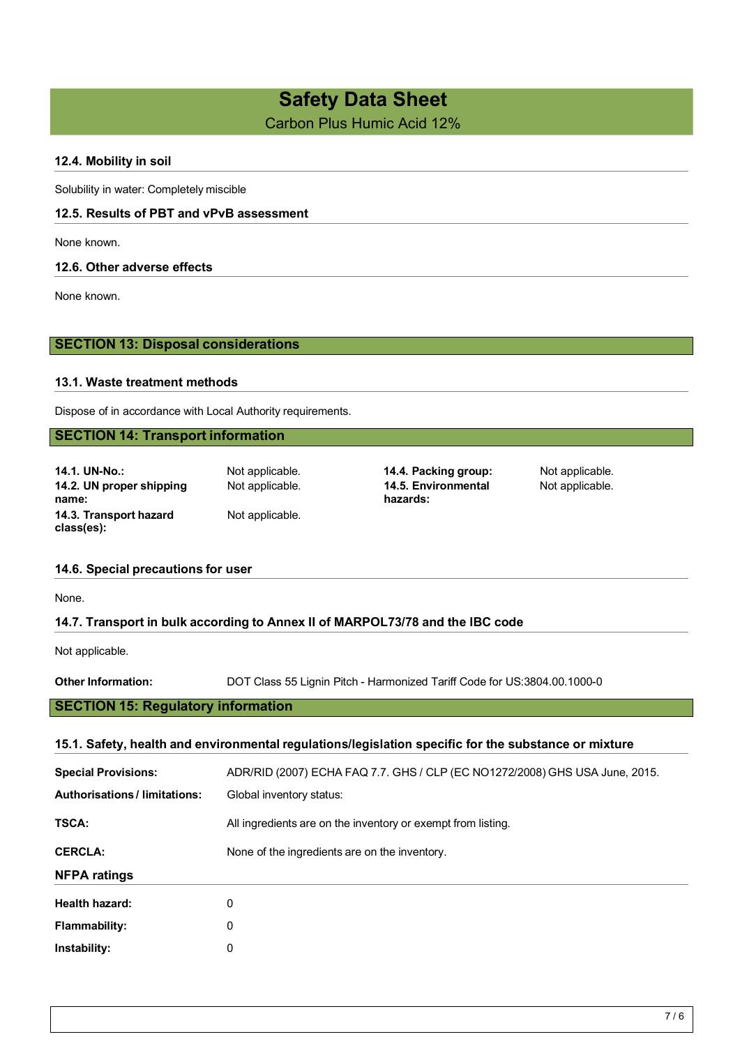### 12.4. Mobility in soil

Solubility in water: Completely miscible

### 12.5. Results of PBT and vPvB assessment

None known.

### 12.6. Other adverse effects

None known.

## SECTION 13: Disposal considerations

### 13.1. Waste treatment methods

Dispose of in accordance with Local Authority requirements.

## SECTION 14: Transport information

**14.1. UN-No.:** Not applicable.

**14.2. UN proper shipping name:** Not applicable.

**14.3. Transport hazard class(es):** Not applicable.

**14.4. Packing group:** Not applicable.

**14.5. Environmental hazards:** Not applicable.

### 14.6. Special precautions for user

None.

### 14.7. Transport in bulk according to Annex II of MARPOL73/78 and the IBC code

Not applicable.

**Other Information:** DOT Class 55 Lignin Pitch - Harmonized Tariff Code for US:3804.00.1000-0

## SECTION 15: Regulatory information

### 15.1. Safety, health and environmental regulations/legislation specific for the substance or mixture

**Special Provisions:** ADR/RID (2007) ECHA FAQ 7.7. GHS / CLP (EC NO1272/2008) GHS USA June, 2015.

**Authorisations / limitations:** Global inventory status:

**TSCA:** All ingredients are on the inventory or exempt from listing.

**CERCLA:** None of the ingredients are on the inventory.

### NFPA ratings

**Health hazard:** 0

**Flammability:** 0

**Instability:** 0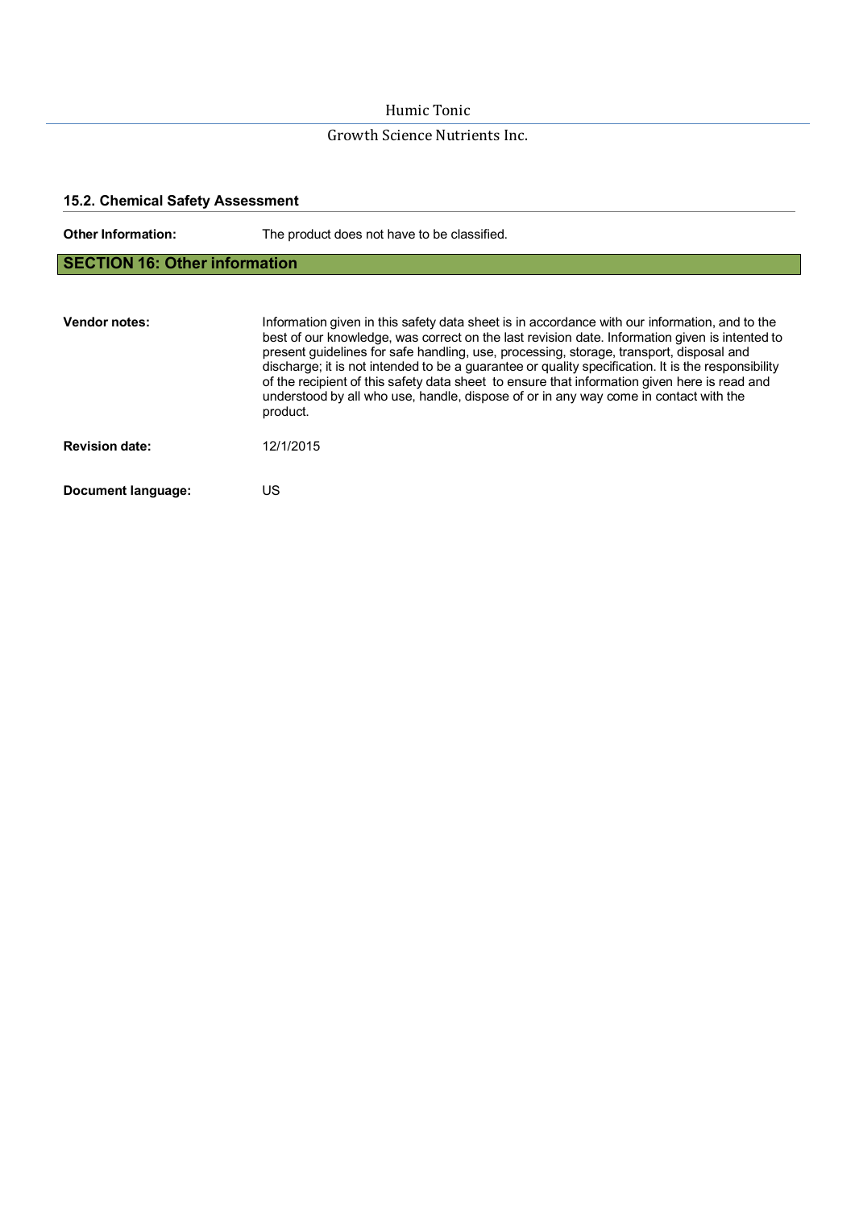### 15.2. Chemical Safety Assessment

**Other Information:** The product does not have to be classified.

## SECTION 16: Other information

**Vendor notes:** Information given in this safety data sheet is in accordance with our information, and to the best of our knowledge, was correct on the last revision date. Information given is intented to present guidelines for safe handling, use, processing, storage, transport, disposal and discharge; it is not intended to be a guarantee or quality specification. It is the responsibility of the recipient of this safety data sheet to ensure that information given here is read and understood by all who use, handle, dispose of or in any way come in contact with the product.

**Revision date:** 12/1/2015

**Document language:** US